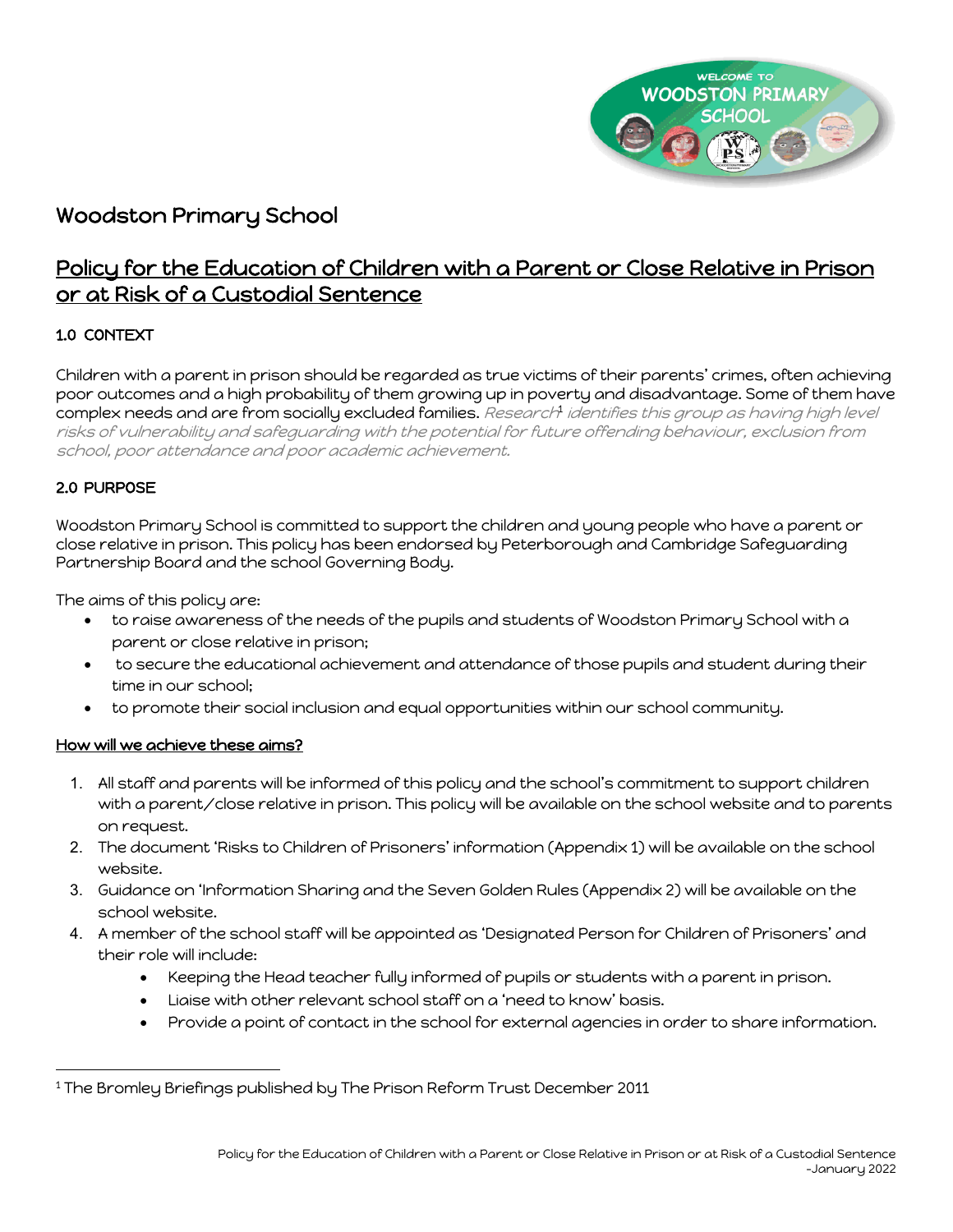# Woodston Primary School

## Policy for the Education of Children with a Parent or Close Relative in Prison or at Risk of a Custodial Sentence

### 1.0 CONTEXT

Children with a parent in prison should be regarded as true victims of their parents' crimes, often achieving poor outcomes and a high probability of them growing up in poverty and disadvantage. Some of them have complex needs and are from socially excluded families. *Research[1] identifies this group as having high level risks of vulnerability and safeguarding with the potential for future offending behaviour, exclusion from school, poor attendance and poor academic achievement.*

### 2.0 PURPOSE

Woodston Primary School is committed to support the children and young people who have a parent or close relative in prison. This policy has been endorsed by Peterborough and Cambridge Safeguarding Partnership Board and the school Governing Body.

The aims of this policy are:

- to raise awareness of the needs of the pupils and students of Woodston Primary School with a parent or close relative in prison;
- to secure the educational achievement and attendance of those pupils and student during their time in our school;
- to promote their social inclusion and equal opportunities within our school community.

**How will we achieve these aims?**

1. All staff and parents will be informed of this policy and the school's commitment to support children with a parent/close relative in prison. This policy will be available on the school website and to parents on request.
2. The document 'Risks to Children of Prisoners' information (Appendix 1) will be available on the school website.
3. Guidance on 'Information Sharing and the Seven Golden Rules (Appendix 2) will be available on the school website.
4. A member of the school staff will be appointed as 'Designated Person for Children of Prisoners' and their role will include:
    - Keeping the Head teacher fully informed of pupils or students with a parent in prison.
    - Liaise with other relevant school staff on a 'need to know' basis.
    - Provide a point of contact in the school for external agencies in order to share information.

[1] The Bromley Briefings published by The Prison Reform Trust December 2011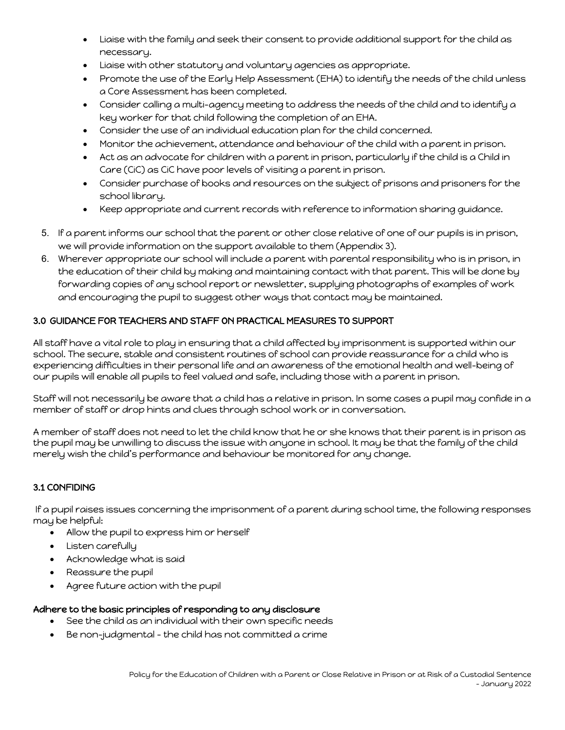- Liaise with the family and seek their consent to provide additional support for the child as necessary.
- Liaise with other statutory and voluntary agencies as appropriate.
- Promote the use of the Early Help Assessment (EHA) to identify the needs of the child unless a Core Assessment has been completed.
- Consider calling a multi-agency meeting to address the needs of the child and to identify a key worker for that child following the completion of an EHA.
- Consider the use of an individual education plan for the child concerned.
- Monitor the achievement, attendance and behaviour of the child with a parent in prison.
- Act as an advocate for children with a parent in prison, particularly if the child is a Child in Care (CiC) as CiC have poor levels of visiting a parent in prison.
- Consider purchase of books and resources on the subject of prisons and prisoners for the school library.
- Keep appropriate and current records with reference to information sharing guidance.

5. If a parent informs our school that the parent or other close relative of one of our pupils is in prison, we will provide information on the support available to them (Appendix 3).
6. Wherever appropriate our school will include a parent with parental responsibility who is in prison, in the education of their child by making and maintaining contact with that parent. This will be done by forwarding copies of any school report or newsletter, supplying photographs of examples of work and encouraging the pupil to suggest other ways that contact may be maintained.

## 3.0 GUIDANCE FOR TEACHERS AND STAFF ON PRACTICAL MEASURES TO SUPPORT

All staff have a vital role to play in ensuring that a child affected by imprisonment is supported within our school. The secure, stable and consistent routines of school can provide reassurance for a child who is experiencing difficulties in their personal life and an awareness of the emotional health and well-being of our pupils will enable all pupils to feel valued and safe, including those with a parent in prison.

Staff will not necessarily be aware that a child has a relative in prison. In some cases a pupil may confide in a member of staff or drop hints and clues through school work or in conversation.

A member of staff does not need to let the child know that he or she knows that their parent is in prison as the pupil may be unwilling to discuss the issue with anyone in school. It may be that the family of the child merely wish the child's performance and behaviour be monitored for any change.

### 3.1 CONFIDING

If a pupil raises issues concerning the imprisonment of a parent during school time, the following responses may be helpful:

- Allow the pupil to express him or herself
- Listen carefully
- Acknowledge what is said
- Reassure the pupil
- Agree future action with the pupil

**Adhere to the basic principles of responding to any disclosure**

- See the child as an individual with their own specific needs
- Be non-judgmental - the child has not committed a crime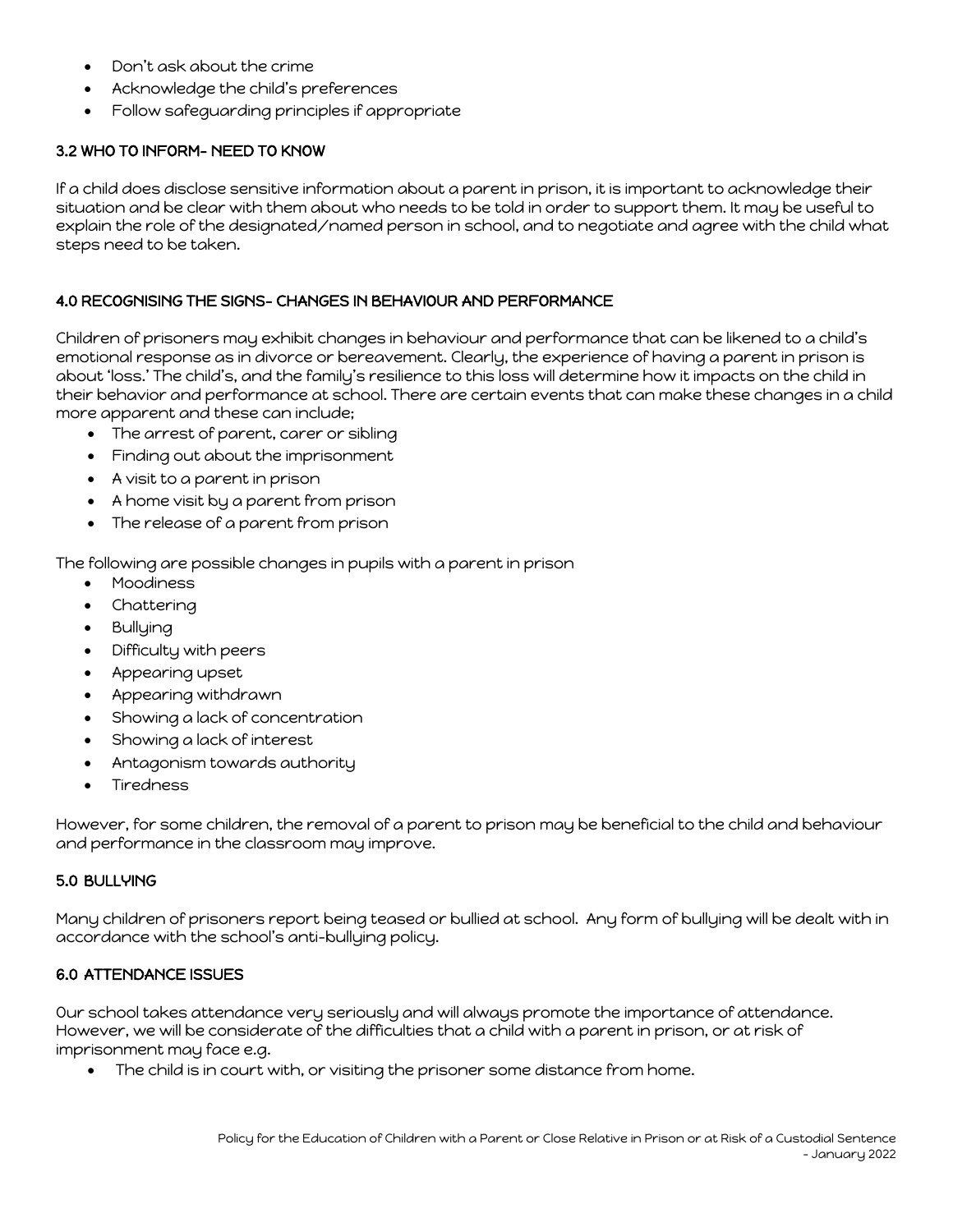- Don't ask about the crime
- Acknowledge the child's preferences
- Follow safeguarding principles if appropriate

### 3.2 WHO TO INFORM- NEED TO KNOW

If a child does disclose sensitive information about a parent in prison, it is important to acknowledge their situation and be clear with them about who needs to be told in order to support them. It may be useful to explain the role of the designated/named person in school, and to negotiate and agree with the child what steps need to be taken.

## 4.0 RECOGNISING THE SIGNS- CHANGES IN BEHAVIOUR AND PERFORMANCE

Children of prisoners may exhibit changes in behaviour and performance that can be likened to a child's emotional response as in divorce or bereavement. Clearly, the experience of having a parent in prison is about 'loss.' The child's, and the family's resilience to this loss will determine how it impacts on the child in their behavior and performance at school. There are certain events that can make these changes in a child more apparent and these can include;

- The arrest of parent, carer or sibling
- Finding out about the imprisonment
- A visit to a parent in prison
- A home visit by a parent from prison
- The release of a parent from prison

The following are possible changes in pupils with a parent in prison

- Moodiness
- Chattering
- Bullying
- Difficulty with peers
- Appearing upset
- Appearing withdrawn
- Showing a lack of concentration
- Showing a lack of interest
- Antagonism towards authority
- Tiredness

However, for some children, the removal of a parent to prison may be beneficial to the child and behaviour and performance in the classroom may improve.

## 5.0 BULLYING

Many children of prisoners report being teased or bullied at school. Any form of bullying will be dealt with in accordance with the school's anti-bullying policy.

## 6.0 ATTENDANCE ISSUES

Our school takes attendance very seriously and will always promote the importance of attendance. However, we will be considerate of the difficulties that a child with a parent in prison, or at risk of imprisonment may face e.g.

- The child is in court with, or visiting the prisoner some distance from home.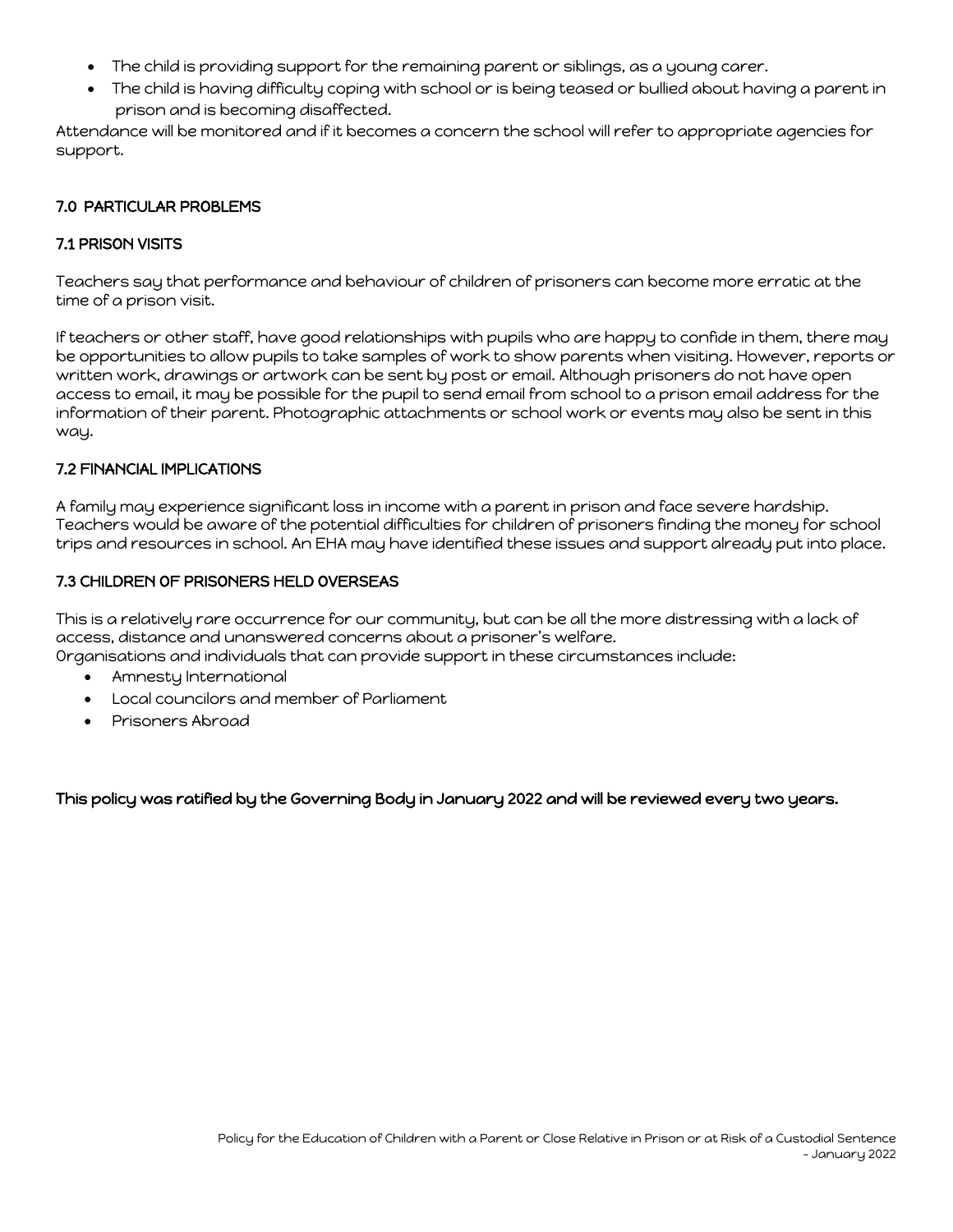- The child is providing support for the remaining parent or siblings, as a young carer.
- The child is having difficulty coping with school or is being teased or bullied about having a parent in prison and is becoming disaffected.

Attendance will be monitored and if it becomes a concern the school will refer to appropriate agencies for support.

## 7.0 PARTICULAR PROBLEMS

### 7.1 PRISON VISITS

Teachers say that performance and behaviour of children of prisoners can become more erratic at the time of a prison visit.

If teachers or other staff, have good relationships with pupils who are happy to confide in them, there may be opportunities to allow pupils to take samples of work to show parents when visiting. However, reports or written work, drawings or artwork can be sent by post or email. Although prisoners do not have open access to email, it may be possible for the pupil to send email from school to a prison email address for the information of their parent. Photographic attachments or school work or events may also be sent in this way.

### 7.2 FINANCIAL IMPLICATIONS

A family may experience significant loss in income with a parent in prison and face severe hardship. Teachers would be aware of the potential difficulties for children of prisoners finding the money for school trips and resources in school. An EHA may have identified these issues and support already put into place.

### 7.3 CHILDREN OF PRISONERS HELD OVERSEAS

This is a relatively rare occurrence for our community, but can be all the more distressing with a lack of access, distance and unanswered concerns about a prisoner's welfare.
Organisations and individuals that can provide support in these circumstances include:

- Amnesty International
- Local councilors and member of Parliament
- Prisoners Abroad

**This policy was ratified by the Governing Body in January 2022 and will be reviewed every two years.**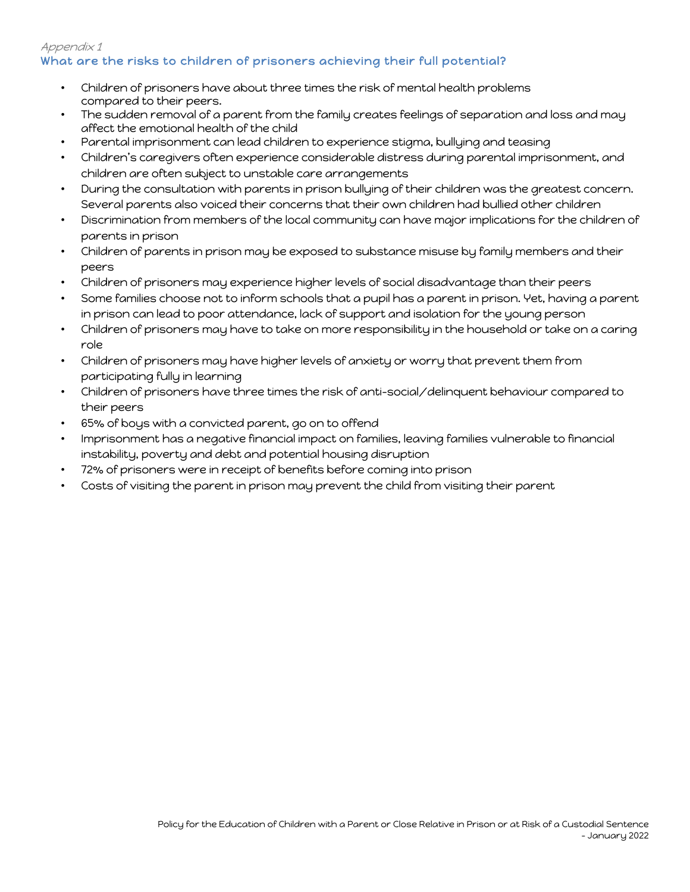*Appendix 1*

## What are the risks to children of prisoners achieving their full potential?

- Children of prisoners have about three times the risk of mental health problems compared to their peers.
- The sudden removal of a parent from the family creates feelings of separation and loss and may affect the emotional health of the child
- Parental imprisonment can lead children to experience stigma, bullying and teasing
- Children's caregivers often experience considerable distress during parental imprisonment, and children are often subject to unstable care arrangements
- During the consultation with parents in prison bullying of their children was the greatest concern. Several parents also voiced their concerns that their own children had bullied other children
- Discrimination from members of the local community can have major implications for the children of parents in prison
- Children of parents in prison may be exposed to substance misuse by family members and their peers
- Children of prisoners may experience higher levels of social disadvantage than their peers
- Some families choose not to inform schools that a pupil has a parent in prison. Yet, having a parent in prison can lead to poor attendance, lack of support and isolation for the young person
- Children of prisoners may have to take on more responsibility in the household or take on a caring role
- Children of prisoners may have higher levels of anxiety or worry that prevent them from participating fully in learning
- Children of prisoners have three times the risk of anti-social/delinquent behaviour compared to their peers
- 65% of boys with a convicted parent, go on to offend
- Imprisonment has a negative financial impact on families, leaving families vulnerable to financial instability, poverty and debt and potential housing disruption
- 72% of prisoners were in receipt of benefits before coming into prison
- Costs of visiting the parent in prison may prevent the child from visiting their parent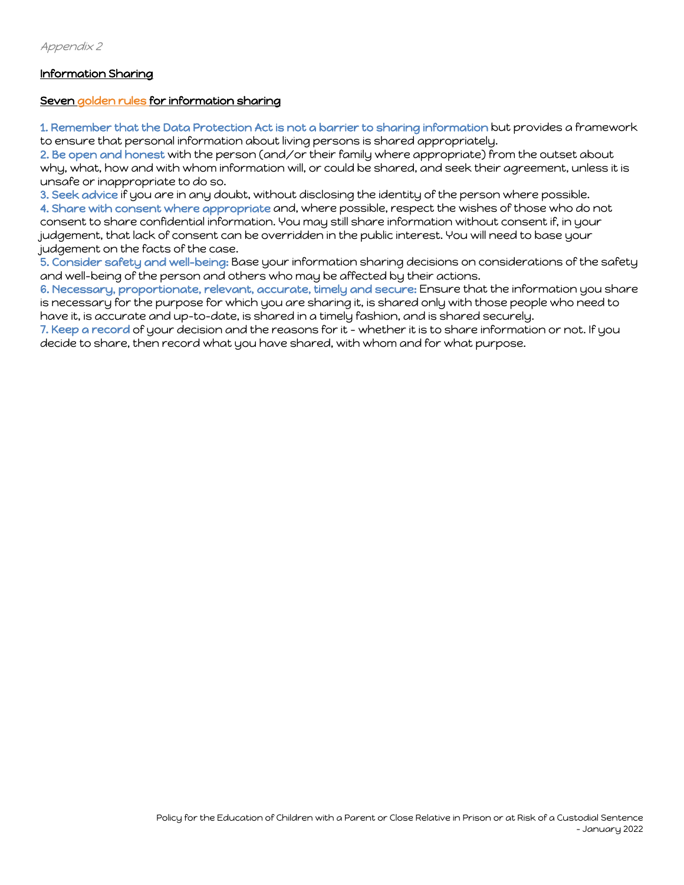*Appendix 2*

## Information Sharing

### Seven golden rules for information sharing

**1. Remember that the Data Protection Act is not a barrier to sharing information** but provides a framework to ensure that personal information about living persons is shared appropriately.

**2. Be open and honest** with the person (and/or their family where appropriate) from the outset about why, what, how and with whom information will, or could be shared, and seek their agreement, unless it is unsafe or inappropriate to do so.

**3. Seek advice** if you are in any doubt, without disclosing the identity of the person where possible.

**4. Share with consent where appropriate** and, where possible, respect the wishes of those who do not consent to share confidential information. You may still share information without consent if, in your judgement, that lack of consent can be overridden in the public interest. You will need to base your judgement on the facts of the case.

**5. Consider safety and well-being:** Base your information sharing decisions on considerations of the safety and well-being of the person and others who may be affected by their actions.

**6. Necessary, proportionate, relevant, accurate, timely and secure:** Ensure that the information you share is necessary for the purpose for which you are sharing it, is shared only with those people who need to have it, is accurate and up-to-date, is shared in a timely fashion, and is shared securely.

**7. Keep a record** of your decision and the reasons for it - whether it is to share information or not. If you decide to share, then record what you have shared, with whom and for what purpose.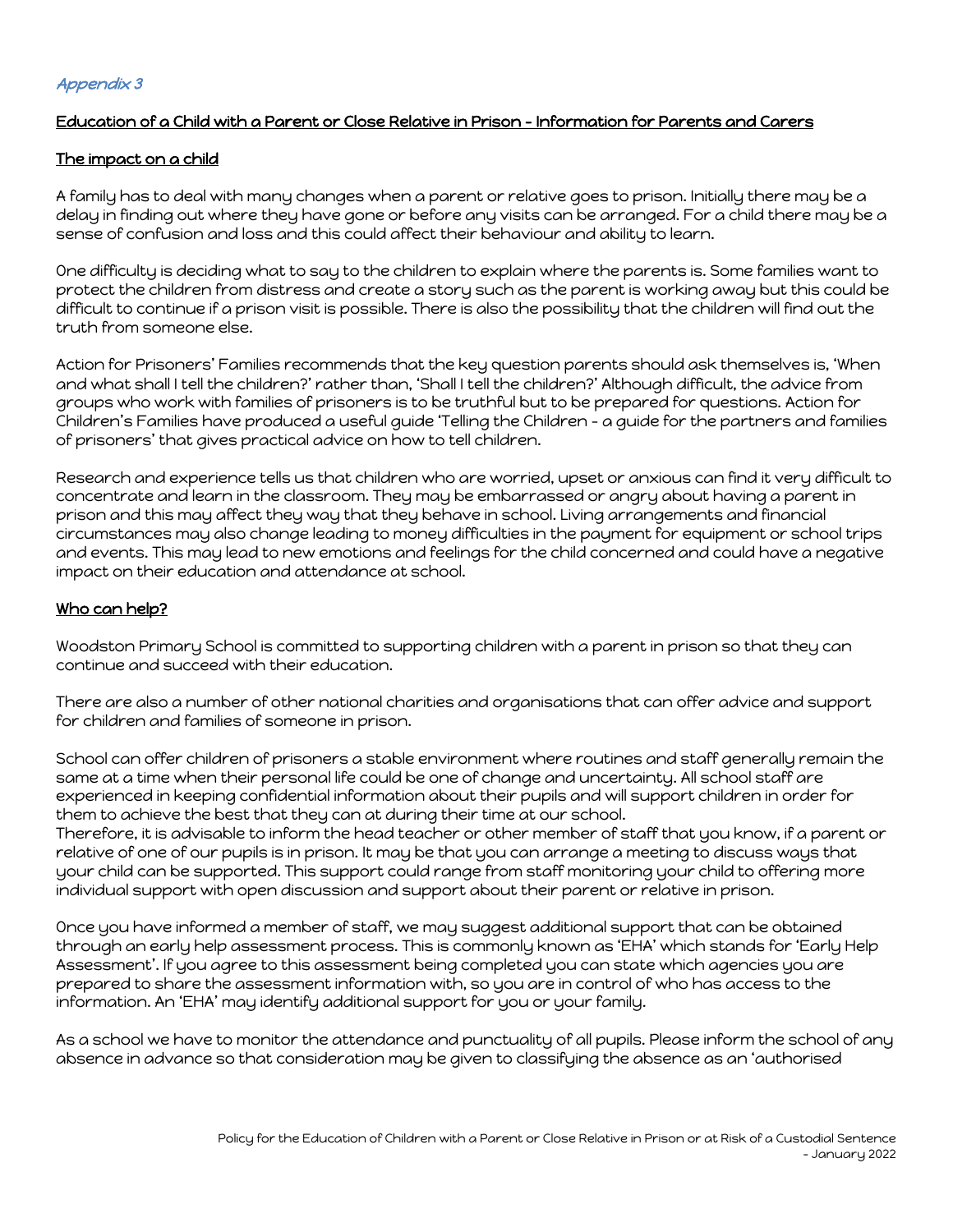*Appendix 3*

## Education of a Child with a Parent or Close Relative in Prison - Information for Parents and Carers

### The impact on a child

A family has to deal with many changes when a parent or relative goes to prison. Initially there may be a delay in finding out where they have gone or before any visits can be arranged. For a child there may be a sense of confusion and loss and this could affect their behaviour and ability to learn.

One difficulty is deciding what to say to the children to explain where the parents is. Some families want to protect the children from distress and create a story such as the parent is working away but this could be difficult to continue if a prison visit is possible. There is also the possibility that the children will find out the truth from someone else.

Action for Prisoners' Families recommends that the key question parents should ask themselves is, 'When and what shall I tell the children?' rather than, 'Shall I tell the children?' Although difficult, the advice from groups who work with families of prisoners is to be truthful but to be prepared for questions. Action for Children's Families have produced a useful guide 'Telling the Children - a guide for the partners and families of prisoners' that gives practical advice on how to tell children.

Research and experience tells us that children who are worried, upset or anxious can find it very difficult to concentrate and learn in the classroom. They may be embarrassed or angry about having a parent in prison and this may affect they way that they behave in school. Living arrangements and financial circumstances may also change leading to money difficulties in the payment for equipment or school trips and events. This may lead to new emotions and feelings for the child concerned and could have a negative impact on their education and attendance at school.

### Who can help?

Woodston Primary School is committed to supporting children with a parent in prison so that they can continue and succeed with their education.

There are also a number of other national charities and organisations that can offer advice and support for children and families of someone in prison.

School can offer children of prisoners a stable environment where routines and staff generally remain the same at a time when their personal life could be one of change and uncertainty. All school staff are experienced in keeping confidential information about their pupils and will support children in order for them to achieve the best that they can at during their time at our school.
Therefore, it is advisable to inform the head teacher or other member of staff that you know, if a parent or relative of one of our pupils is in prison. It may be that you can arrange a meeting to discuss ways that your child can be supported. This support could range from staff monitoring your child to offering more individual support with open discussion and support about their parent or relative in prison.

Once you have informed a member of staff, we may suggest additional support that can be obtained through an early help assessment process. This is commonly known as 'EHA' which stands for 'Early Help Assessment'. If you agree to this assessment being completed you can state which agencies you are prepared to share the assessment information with, so you are in control of who has access to the information. An 'EHA' may identify additional support for you or your family.

As a school we have to monitor the attendance and punctuality of all pupils. Please inform the school of any absence in advance so that consideration may be given to classifying the absence as an 'authorised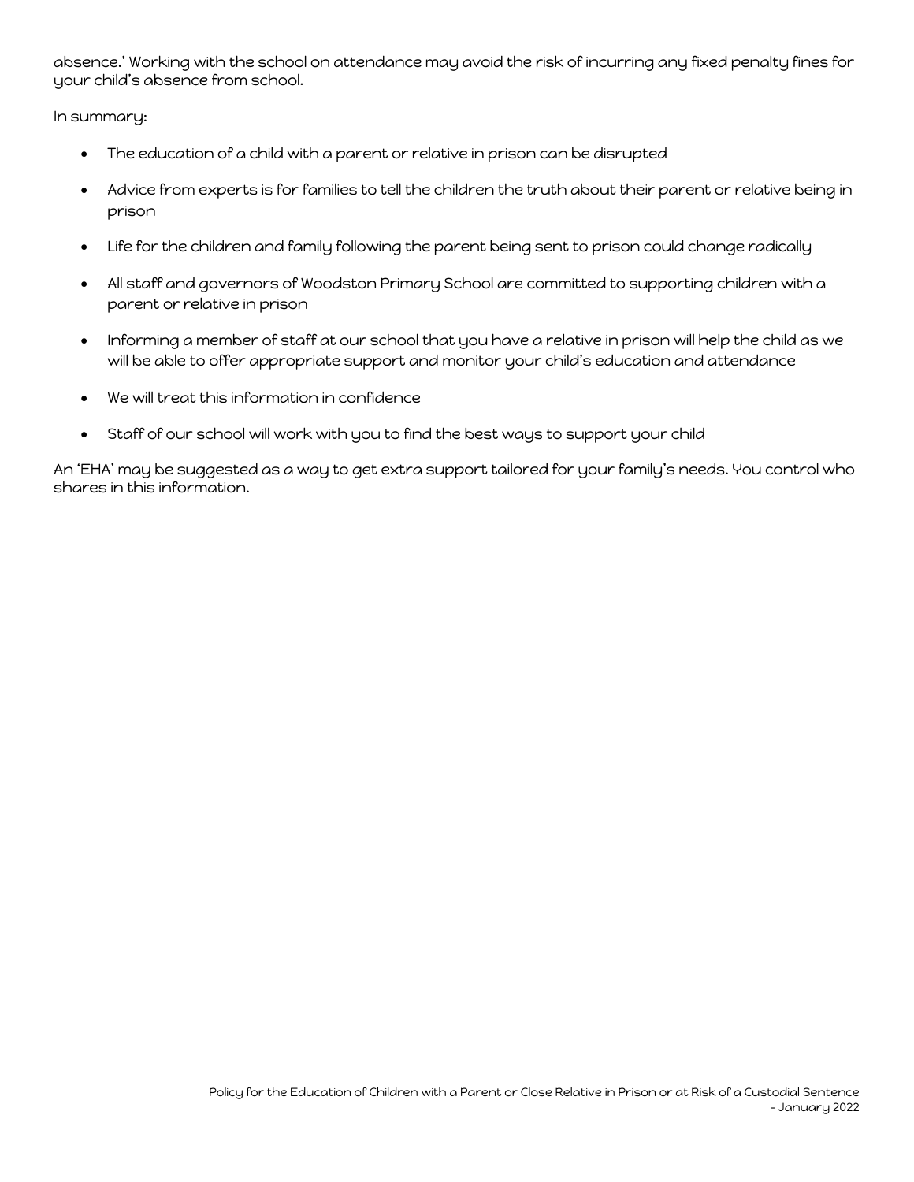absence.' Working with the school on attendance may avoid the risk of incurring any fixed penalty fines for your child's absence from school.

In summary:

- The education of a child with a parent or relative in prison can be disrupted
- Advice from experts is for families to tell the children the truth about their parent or relative being in prison
- Life for the children and family following the parent being sent to prison could change radically
- All staff and governors of Woodston Primary School are committed to supporting children with a parent or relative in prison
- Informing a member of staff at our school that you have a relative in prison will help the child as we will be able to offer appropriate support and monitor your child's education and attendance
- We will treat this information in confidence
- Staff of our school will work with you to find the best ways to support your child

An 'EHA' may be suggested as a way to get extra support tailored for your family's needs. You control who shares in this information.